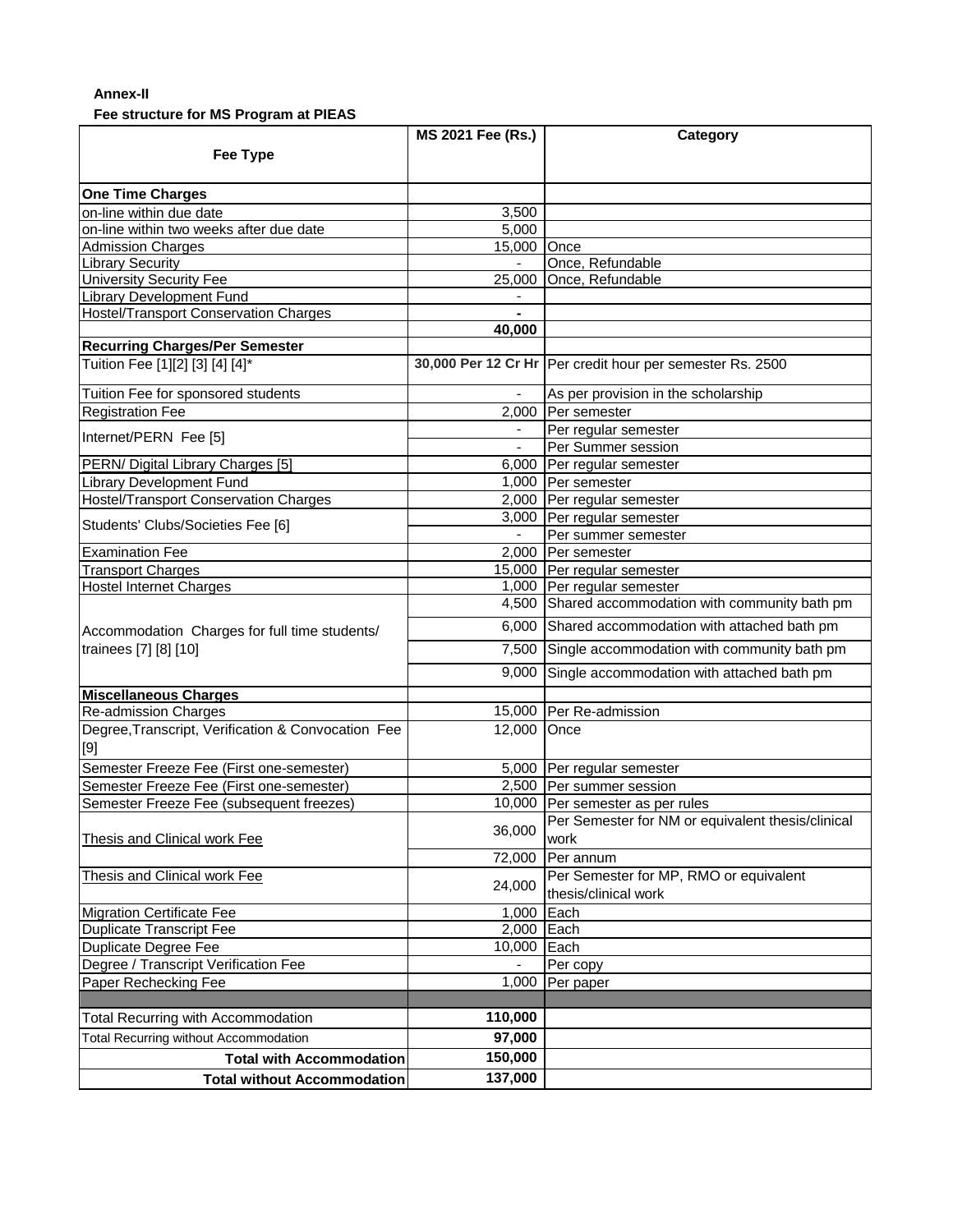**Annex-II**

**Fee structure for MS Program at PIEAS**

| Fee Type | MS 2021 Fee (Rs.) | Category |
|---|---|---|
| **One Time Charges** | | |
| on-line within due date | 3,500 | |
| on-line within two weeks after due date | 5,000 | |
| Admission Charges | 15,000 | Once |
| Library Security | - | Once, Refundable |
| University Security Fee | 25,000 | Once, Refundable |
| Library Development Fund | - | |
| Hostel/Transport Conservation Charges | **-** | |
| | **40,000** | |
| **Recurring Charges/Per Semester** | | |
| Tuition Fee [1][2] [3] [4] [4]* | **30,000 Per 12 Cr Hr** | Per credit hour per semester Rs. 2500 |
| Tuition Fee for sponsored students | - | As per provision in the scholarship |
| Registration Fee | 2,000 | Per semester |
| Internet/PERN Fee [5] | - | Per regular semester |
| | - | Per Summer session |
| PERN/ Digital Library Charges [5] | 6,000 | Per regular semester |
| Library Development Fund | 1,000 | Per semester |
| Hostel/Transport Conservation Charges | 2,000 | Per regular semester |
| Students' Clubs/Societies Fee [6] | 3,000 | Per regular semester |
| | - | Per summer semester |
| Examination Fee | 2,000 | Per semester |
| Transport Charges | 15,000 | Per regular semester |
| Hostel Internet Charges | 1,000 | Per regular semester |
| Accommodation Charges for full time students/ trainees [7] [8] [10] | 4,500 | Shared accommodation with community bath pm |
| | 6,000 | Shared accommodation with attached bath pm |
| | 7,500 | Single accommodation with community bath pm |
| | 9,000 | Single accommodation with attached bath pm |
| **Miscellaneous Charges** | | |
| Re-admission Charges | 15,000 | Per Re-admission |
| Degree,Transcript, Verification & Convocation Fee [9] | 12,000 | Once |
| Semester Freeze Fee (First one-semester) | 5,000 | Per regular semester |
| Semester Freeze Fee (First one-semester) | 2,500 | Per summer session |
| Semester Freeze Fee (subsequent freezes) | 10,000 | Per semester as per rules |
| Thesis and Clinical work Fee | 36,000 | Per Semester for NM or equivalent thesis/clinical work |
| | 72,000 | Per annum |
| Thesis and Clinical work Fee | 24,000 | Per Semester for MP, RMO or equivalent thesis/clinical work |
| Migration Certificate Fee | 1,000 | Each |
| Duplicate Transcript Fee | 2,000 | Each |
| Duplicate Degree Fee | 10,000 | Each |
| Degree / Transcript Verification Fee | - | Per copy |
| Paper Rechecking Fee | 1,000 | Per paper |
| | | |
| Total Recurring with Accommodation | **110,000** | |
| Total Recurring without Accommodation | **97,000** | |
| **Total with Accommodation** | **150,000** | |
| **Total without Accommodation** | **137,000** | |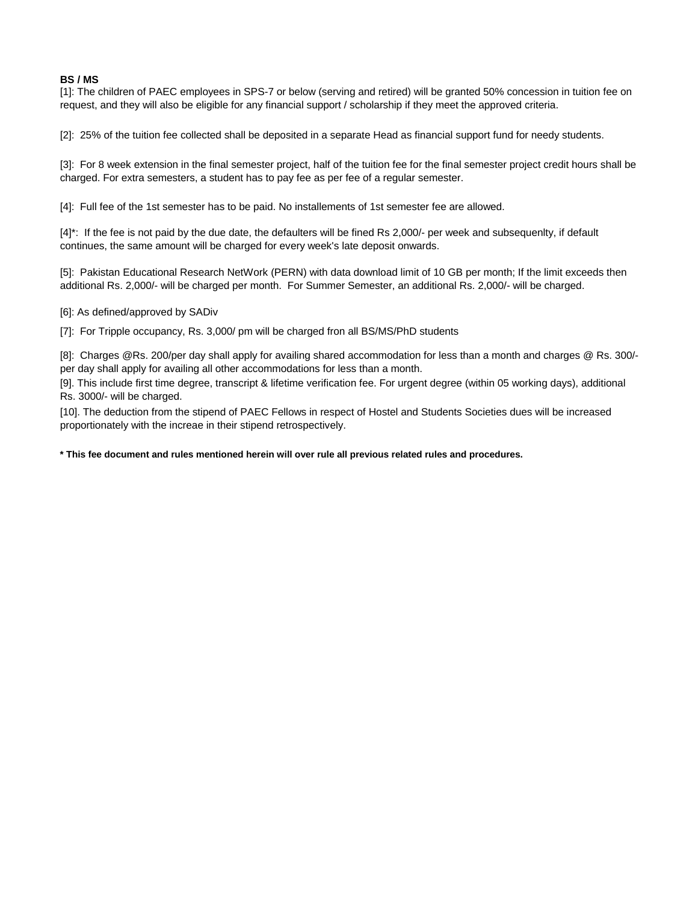**BS / MS**

[1]: The children of PAEC employees in SPS-7 or below (serving and retired) will be granted 50% concession in tuition fee on request, and they will also be eligible for any financial support / scholarship if they meet the approved criteria.

[2]: 25% of the tuition fee collected shall be deposited in a separate Head as financial support fund for needy students.

[3]: For 8 week extension in the final semester project, half of the tuition fee for the final semester project credit hours shall be charged. For extra semesters, a student has to pay fee as per fee of a regular semester.

[4]: Full fee of the 1st semester has to be paid. No installements of 1st semester fee are allowed.

[4]*: If the fee is not paid by the due date, the defaulters will be fined Rs 2,000/- per week and subsequenlty, if default continues, the same amount will be charged for every week's late deposit onwards.

[5]: Pakistan Educational Research NetWork (PERN) with data download limit of 10 GB per month; If the limit exceeds then additional Rs. 2,000/- will be charged per month. For Summer Semester, an additional Rs. 2,000/- will be charged.

[6]: As defined/approved by SADiv

[7]: For Tripple occupancy, Rs. 3,000/ pm will be charged fron all BS/MS/PhD students

[8]: Charges @Rs. 200/per day shall apply for availing shared accommodation for less than a month and charges @ Rs. 300/- per day shall apply for availing all other accommodations for less than a month.

[9]. This include first time degree, transcript & lifetime verification fee. For urgent degree (within 05 working days), additional Rs. 3000/- will be charged.

[10]. The deduction from the stipend of PAEC Fellows in respect of Hostel and Students Societies dues will be increased proportionately with the increae in their stipend retrospectively.

**\* This fee document and rules mentioned herein will over rule all previous related rules and procedures.**